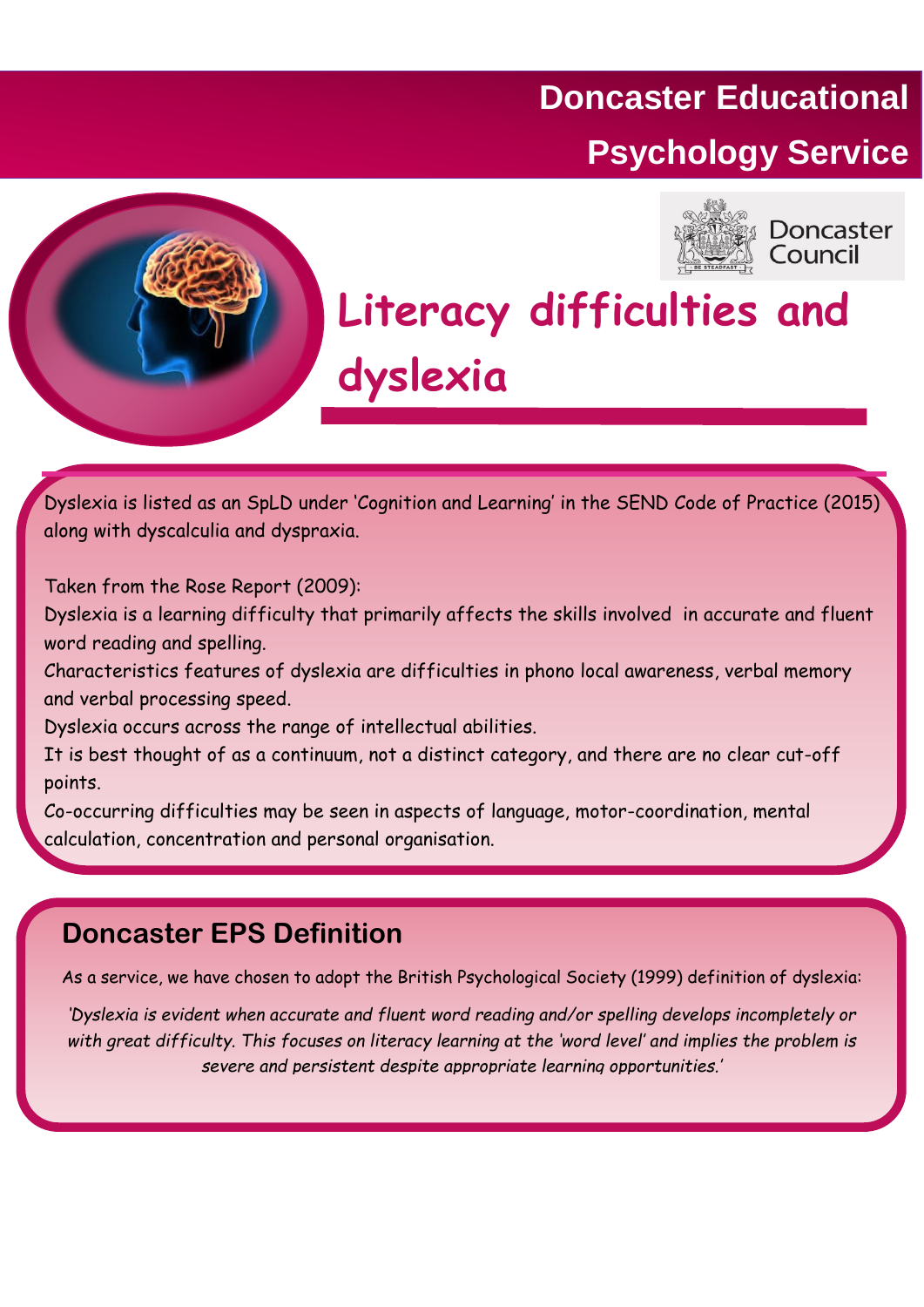# Doncaster Educational Psychology Service

Doncaster Council

# Literacy difficulties and dyslexia

Dyslexia is listed as an SpLD under 'Cognition and Learning' in the SEND Code of Practice (2015) along with dyscalculia and dyspraxia.

Taken from the Rose Report (2009):

Dyslexia is a learning difficulty that primarily affects the skills involved in accurate and fluent word reading and spelling.

Characteristics features of dyslexia are difficulties in phono local awareness, verbal memory and verbal processing speed.

Dyslexia occurs across the range of intellectual abilities.

It is best thought of as a continuum, not a distinct category, and there are no clear cut-off points.

Co-occurring difficulties may be seen in aspects of language, motor-coordination, mental calculation, concentration and personal organisation.

## Doncaster EPS Definition

As a service, we have chosen to adopt the British Psychological Society (1999) definition of dyslexia:

*'Dyslexia is evident when accurate and fluent word reading and/or spelling develops incompletely or with great difficulty. This focuses on literacy learning at the 'word level' and implies the problem is severe and persistent despite appropriate learning opportunities.'*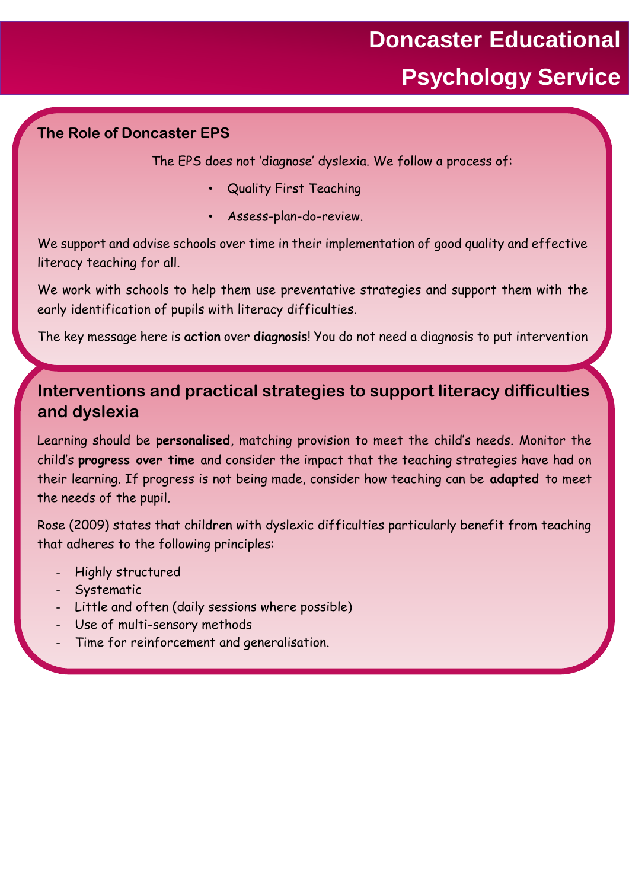# Doncaster Educational Psychology Service

## The Role of Doncaster EPS

The EPS does not 'diagnose' dyslexia. We follow a process of:

- Quality First Teaching
- Assess-plan-do-review.

We support and advise schools over time in their implementation of good quality and effective literacy teaching for all.

We work with schools to help them use preventative strategies and support them with the early identification of pupils with literacy difficulties.

The key message here is **action** over **diagnosis**! You do not need a diagnosis to put intervention

## Interventions and practical strategies to support literacy difficulties and dyslexia

Learning should be **personalised**, matching provision to meet the child's needs. Monitor the child's **progress over time** and consider the impact that the teaching strategies have had on their learning. If progress is not being made, consider how teaching can be **adapted** to meet the needs of the pupil.

Rose (2009) states that children with dyslexic difficulties particularly benefit from teaching that adheres to the following principles:

- Highly structured
- Systematic
- Little and often (daily sessions where possible)
- Use of multi-sensory methods
- Time for reinforcement and generalisation.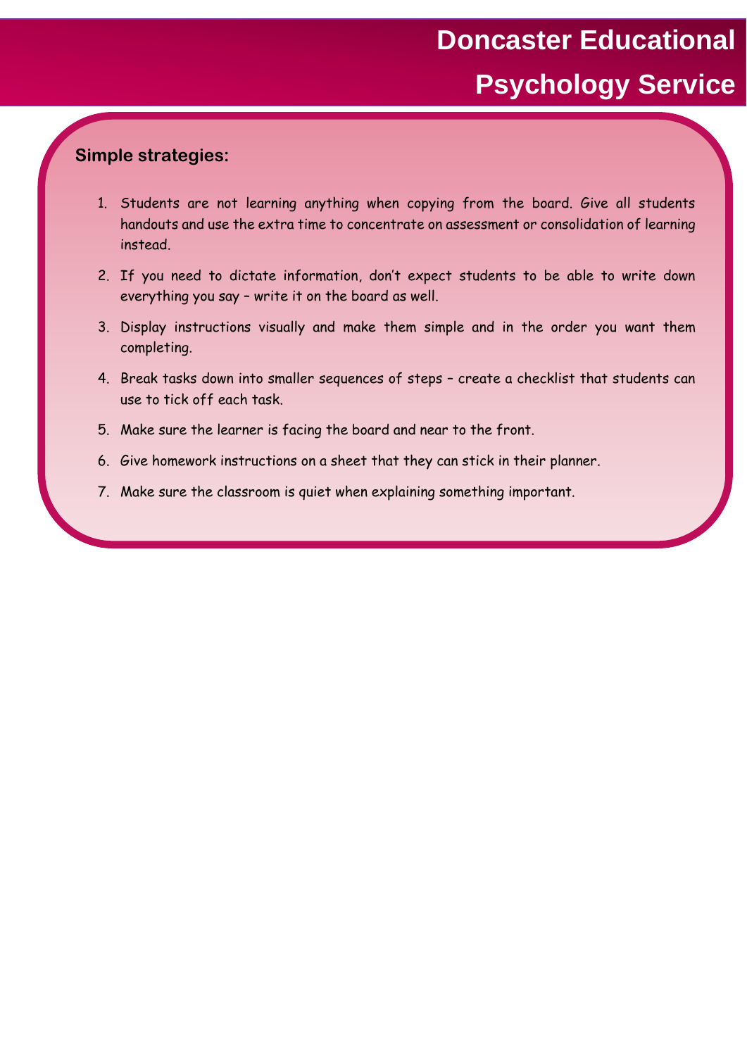## Simple strategies:

1. Students are not learning anything when copying from the board. Give all students handouts and use the extra time to concentrate on assessment or consolidation of learning instead.
2. If you need to dictate information, don't expect students to be able to write down everything you say – write it on the board as well.
3. Display instructions visually and make them simple and in the order you want them completing.
4. Break tasks down into smaller sequences of steps – create a checklist that students can use to tick off each task.
5. Make sure the learner is facing the board and near to the front.
6. Give homework instructions on a sheet that they can stick in their planner.
7. Make sure the classroom is quiet when explaining something important.